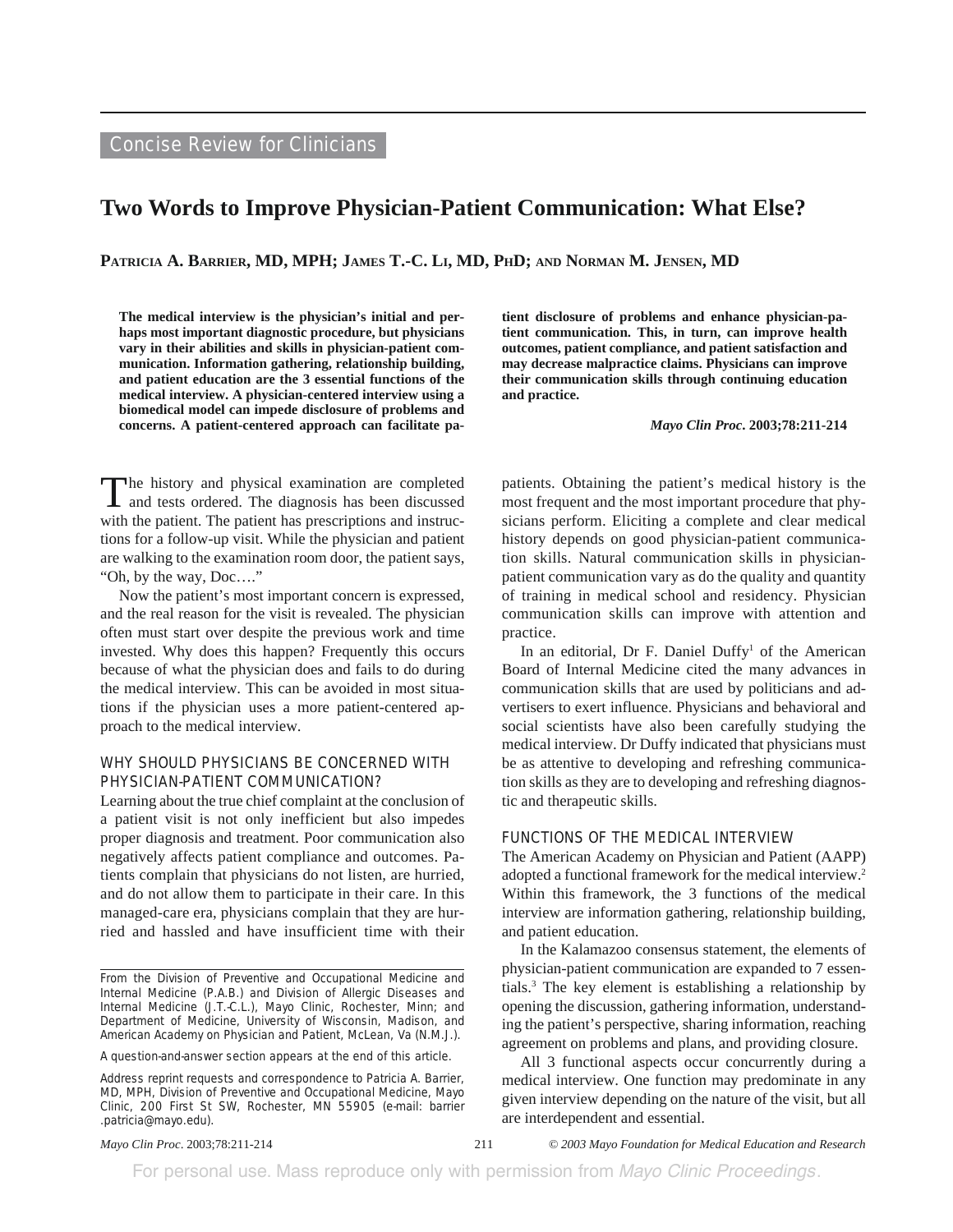Concise Review for Clinicians

# Two Words to Improve Physician-Patient Communication: What Else?

**Patricia A. Barrier, MD, MPH; James T.-C. Li, MD, PhD; and Norman M. Jensen, MD**

**The medical interview is the physician's initial and perhaps most important diagnostic procedure, but physicians vary in their abilities and skills in physician-patient communication. Information gathering, relationship building, and patient education are the 3 essential functions of the medical interview. A physician-centered interview using a biomedical model can impede disclosure of problems and concerns. A patient-centered approach can facilitate patient disclosure of problems and enhance physician-patient communication. This, in turn, can improve health outcomes, patient compliance, and patient satisfaction and may decrease malpractice claims. Physicians can improve their communication skills through continuing education and practice.**

***Mayo Clin Proc*. 2003;78:211-214**

The history and physical examination are completed and tests ordered. The diagnosis has been discussed with the patient. The patient has prescriptions and instructions for a follow-up visit. While the physician and patient are walking to the examination room door, the patient says, "Oh, by the way, Doc…."

Now the patient's most important concern is expressed, and the real reason for the visit is revealed. The physician often must start over despite the previous work and time invested. Why does this happen? Frequently this occurs because of what the physician does and fails to do during the medical interview. This can be avoided in most situations if the physician uses a more patient-centered approach to the medical interview.

## WHY SHOULD PHYSICIANS BE CONCERNED WITH PHYSICIAN-PATIENT COMMUNICATION?

Learning about the true chief complaint at the conclusion of a patient visit is not only inefficient but also impedes proper diagnosis and treatment. Poor communication also negatively affects patient compliance and outcomes. Patients complain that physicians do not listen, are hurried, and do not allow them to participate in their care. In this managed-care era, physicians complain that they are hurried and hassled and have insufficient time with their patients. Obtaining the patient's medical history is the most frequent and the most important procedure that physicians perform. Eliciting a complete and clear medical history depends on good physician-patient communication skills. Natural communication skills in physician-patient communication vary as do the quality and quantity of training in medical school and residency. Physician communication skills can improve with attention and practice.

In an editorial, Dr F. Daniel Duffy[1] of the American Board of Internal Medicine cited the many advances in communication skills that are used by politicians and advertisers to exert influence. Physicians and behavioral and social scientists have also been carefully studying the medical interview. Dr Duffy indicated that physicians must be as attentive to developing and refreshing communication skills as they are to developing and refreshing diagnostic and therapeutic skills.

## FUNCTIONS OF THE MEDICAL INTERVIEW

The American Academy on Physician and Patient (AAPP) adopted a functional framework for the medical interview.[2] Within this framework, the 3 functions of the medical interview are information gathering, relationship building, and patient education.

In the Kalamazoo consensus statement, the elements of physician-patient communication are expanded to 7 essentials.[3] The key element is establishing a relationship by opening the discussion, gathering information, understanding the patient's perspective, sharing information, reaching agreement on problems and plans, and providing closure.

All 3 functional aspects occur concurrently during a medical interview. One function may predominate in any given interview depending on the nature of the visit, but all are interdependent and essential.

From the Division of Preventive and Occupational Medicine and Internal Medicine (P.A.B.) and Division of Allergic Diseases and Internal Medicine (J.T.-C.L.), Mayo Clinic, Rochester, Minn; and Department of Medicine, University of Wisconsin, Madison, and American Academy on Physician and Patient, McLean, Va (N.M.J.).

A question-and-answer section appears at the end of this article.

Address reprint requests and correspondence to Patricia A. Barrier, MD, MPH, Division of Preventive and Occupational Medicine, Mayo Clinic, 200 First St SW, Rochester, MN 55905 (e-mail: barrier.patricia@mayo.edu).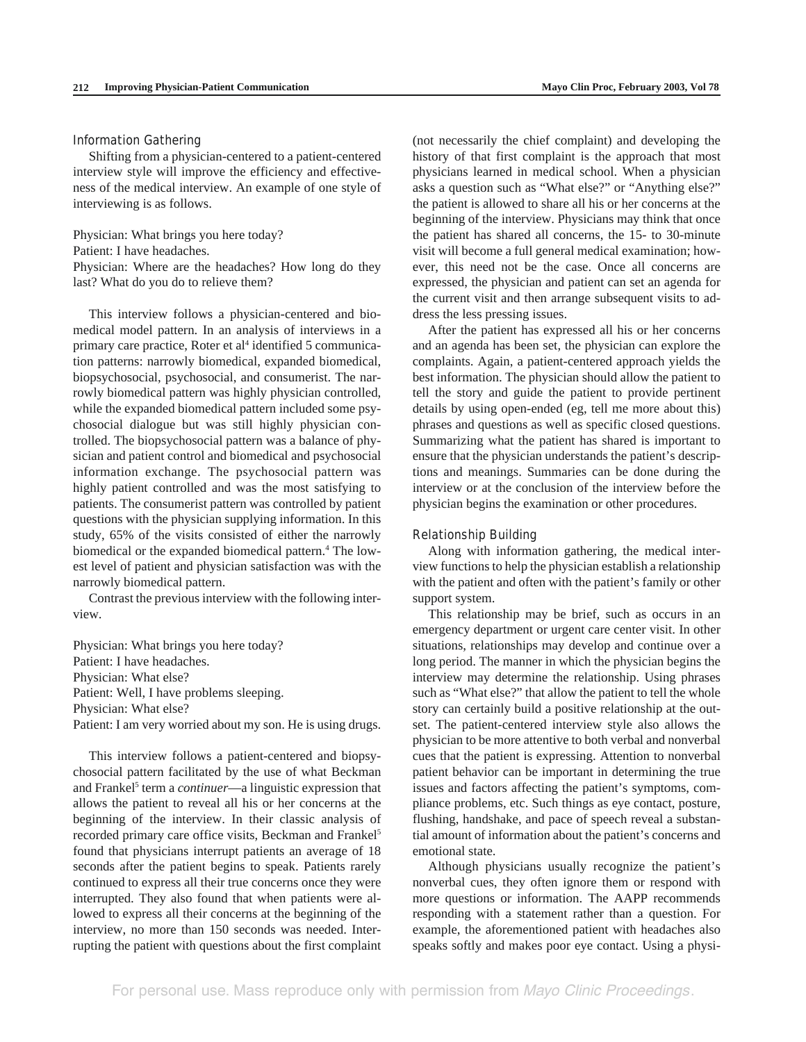### Information Gathering

Shifting from a physician-centered to a patient-centered interview style will improve the efficiency and effectiveness of the medical interview. An example of one style of interviewing is as follows.

Physician: What brings you here today?
Patient: I have headaches.
Physician: Where are the headaches? How long do they last? What do you do to relieve them?

This interview follows a physician-centered and biomedical model pattern. In an analysis of interviews in a primary care practice, Roter et al[4] identified 5 communication patterns: narrowly biomedical, expanded biomedical, biopsychosocial, psychosocial, and consumerist. The narrowly biomedical pattern was highly physician controlled, while the expanded biomedical pattern included some psychosocial dialogue but was still highly physician controlled. The biopsychosocial pattern was a balance of physician and patient control and biomedical and psychosocial information exchange. The psychosocial pattern was highly patient controlled and was the most satisfying to patients. The consumerist pattern was controlled by patient questions with the physician supplying information. In this study, 65% of the visits consisted of either the narrowly biomedical or the expanded biomedical pattern.[4] The lowest level of patient and physician satisfaction was with the narrowly biomedical pattern.

Contrast the previous interview with the following interview.

Physician: What brings you here today?
Patient: I have headaches.
Physician: What else?
Patient: Well, I have problems sleeping.
Physician: What else?
Patient: I am very worried about my son. He is using drugs.

This interview follows a patient-centered and biopsychosocial pattern facilitated by the use of what Beckman and Frankel[5] term a *continuer*—a linguistic expression that allows the patient to reveal all his or her concerns at the beginning of the interview. In their classic analysis of recorded primary care office visits, Beckman and Frankel[5] found that physicians interrupt patients an average of 18 seconds after the patient begins to speak. Patients rarely continued to express all their true concerns once they were interrupted. They also found that when patients were allowed to express all their concerns at the beginning of the interview, no more than 150 seconds was needed. Interrupting the patient with questions about the first complaint (not necessarily the chief complaint) and developing the history of that first complaint is the approach that most physicians learned in medical school. When a physician asks a question such as "What else?" or "Anything else?" the patient is allowed to share all his or her concerns at the beginning of the interview. Physicians may think that once the patient has shared all concerns, the 15- to 30-minute visit will become a full general medical examination; however, this need not be the case. Once all concerns are expressed, the physician and patient can set an agenda for the current visit and then arrange subsequent visits to address the less pressing issues.

After the patient has expressed all his or her concerns and an agenda has been set, the physician can explore the complaints. Again, a patient-centered approach yields the best information. The physician should allow the patient to tell the story and guide the patient to provide pertinent details by using open-ended (eg, tell me more about this) phrases and questions as well as specific closed questions. Summarizing what the patient has shared is important to ensure that the physician understands the patient's descriptions and meanings. Summaries can be done during the interview or at the conclusion of the interview before the physician begins the examination or other procedures.

### Relationship Building

Along with information gathering, the medical interview functions to help the physician establish a relationship with the patient and often with the patient's family or other support system.

This relationship may be brief, such as occurs in an emergency department or urgent care center visit. In other situations, relationships may develop and continue over a long period. The manner in which the physician begins the interview may determine the relationship. Using phrases such as "What else?" that allow the patient to tell the whole story can certainly build a positive relationship at the outset. The patient-centered interview style also allows the physician to be more attentive to both verbal and nonverbal cues that the patient is expressing. Attention to nonverbal patient behavior can be important in determining the true issues and factors affecting the patient's symptoms, compliance problems, etc. Such things as eye contact, posture, flushing, handshake, and pace of speech reveal a substantial amount of information about the patient's concerns and emotional state.

Although physicians usually recognize the patient's nonverbal cues, they often ignore them or respond with more questions or information. The AAPP recommends responding with a statement rather than a question. For example, the aforementioned patient with headaches also speaks softly and makes poor eye contact. Using a physi-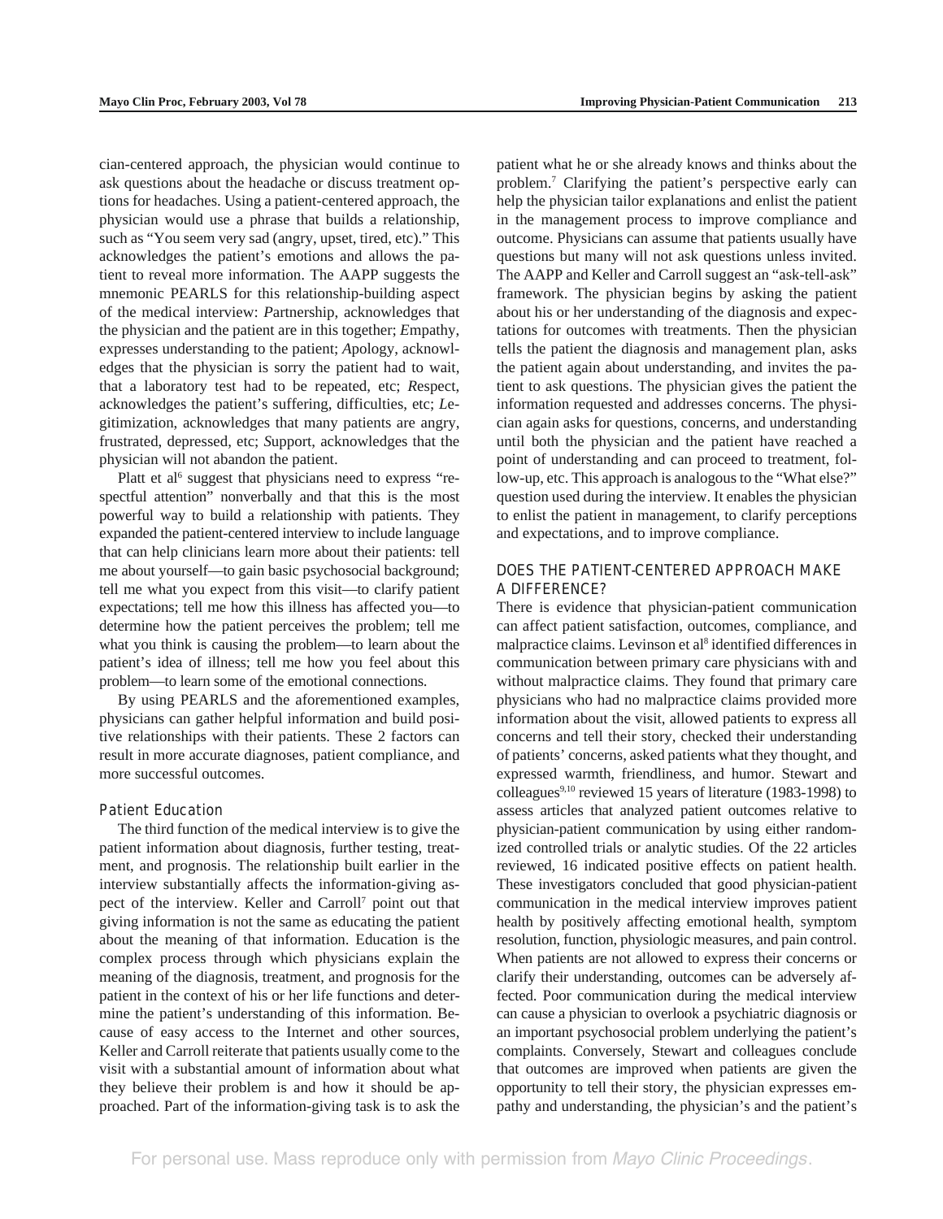cian-centered approach, the physician would continue to ask questions about the headache or discuss treatment options for headaches. Using a patient-centered approach, the physician would use a phrase that builds a relationship, such as "You seem very sad (angry, upset, tired, etc)." This acknowledges the patient's emotions and allows the patient to reveal more information. The AAPP suggests the mnemonic PEARLS for this relationship-building aspect of the medical interview: *P*artnership, acknowledges that the physician and the patient are in this together; *E*mpathy, expresses understanding to the patient; *A*pology, acknowledges that the physician is sorry the patient had to wait, that a laboratory test had to be repeated, etc; *R*espect, acknowledges the patient's suffering, difficulties, etc; *L*egitimization, acknowledges that many patients are angry, frustrated, depressed, etc; *S*upport, acknowledges that the physician will not abandon the patient.

Platt et al[6] suggest that physicians need to express "respectful attention" nonverbally and that this is the most powerful way to build a relationship with patients. They expanded the patient-centered interview to include language that can help clinicians learn more about their patients: tell me about yourself—to gain basic psychosocial background; tell me what you expect from this visit—to clarify patient expectations; tell me how this illness has affected you—to determine how the patient perceives the problem; tell me what you think is causing the problem—to learn about the patient's idea of illness; tell me how you feel about this problem—to learn some of the emotional connections.

By using PEARLS and the aforementioned examples, physicians can gather helpful information and build positive relationships with their patients. These 2 factors can result in more accurate diagnoses, patient compliance, and more successful outcomes.

### Patient Education

The third function of the medical interview is to give the patient information about diagnosis, further testing, treatment, and prognosis. The relationship built earlier in the interview substantially affects the information-giving aspect of the interview. Keller and Carroll[7] point out that giving information is not the same as educating the patient about the meaning of that information. Education is the complex process through which physicians explain the meaning of the diagnosis, treatment, and prognosis for the patient in the context of his or her life functions and determine the patient's understanding of this information. Because of easy access to the Internet and other sources, Keller and Carroll reiterate that patients usually come to the visit with a substantial amount of information about what they believe their problem is and how it should be approached. Part of the information-giving task is to ask the patient what he or she already knows and thinks about the problem.[7] Clarifying the patient's perspective early can help the physician tailor explanations and enlist the patient in the management process to improve compliance and outcome. Physicians can assume that patients usually have questions but many will not ask questions unless invited. The AAPP and Keller and Carroll suggest an "ask-tell-ask" framework. The physician begins by asking the patient about his or her understanding of the diagnosis and expectations for outcomes with treatments. Then the physician tells the patient the diagnosis and management plan, asks the patient again about understanding, and invites the patient to ask questions. The physician gives the patient the information requested and addresses concerns. The physician again asks for questions, concerns, and understanding until both the physician and the patient have reached a point of understanding and can proceed to treatment, follow-up, etc. This approach is analogous to the "What else?" question used during the interview. It enables the physician to enlist the patient in management, to clarify perceptions and expectations, and to improve compliance.

## DOES THE PATIENT-CENTERED APPROACH MAKE A DIFFERENCE?

There is evidence that physician-patient communication can affect patient satisfaction, outcomes, compliance, and malpractice claims. Levinson et al[8] identified differences in communication between primary care physicians with and without malpractice claims. They found that primary care physicians who had no malpractice claims provided more information about the visit, allowed patients to express all concerns and tell their story, checked their understanding of patients' concerns, asked patients what they thought, and expressed warmth, friendliness, and humor. Stewart and colleagues[9,10] reviewed 15 years of literature (1983-1998) to assess articles that analyzed patient outcomes relative to physician-patient communication by using either randomized controlled trials or analytic studies. Of the 22 articles reviewed, 16 indicated positive effects on patient health. These investigators concluded that good physician-patient communication in the medical interview improves patient health by positively affecting emotional health, symptom resolution, function, physiologic measures, and pain control. When patients are not allowed to express their concerns or clarify their understanding, outcomes can be adversely affected. Poor communication during the medical interview can cause a physician to overlook a psychiatric diagnosis or an important psychosocial problem underlying the patient's complaints. Conversely, Stewart and colleagues conclude that outcomes are improved when patients are given the opportunity to tell their story, the physician expresses empathy and understanding, the physician's and the patient's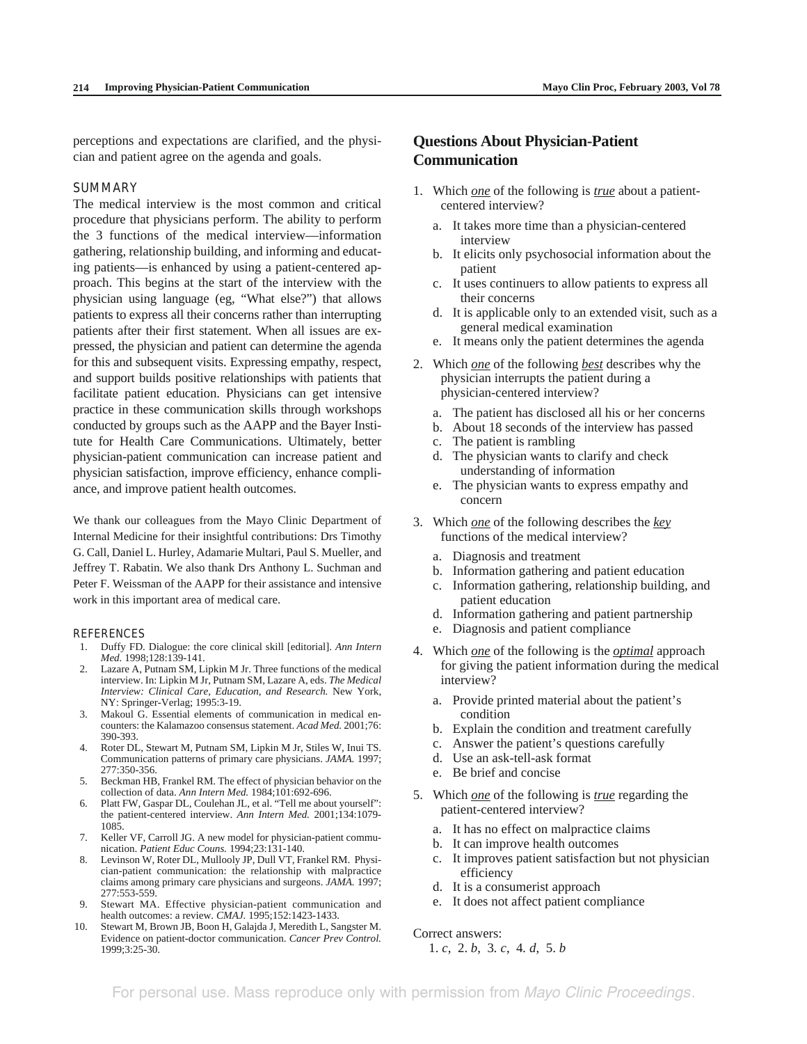perceptions and expectations are clarified, and the physician and patient agree on the agenda and goals.

## SUMMARY

The medical interview is the most common and critical procedure that physicians perform. The ability to perform the 3 functions of the medical interview—information gathering, relationship building, and informing and educating patients—is enhanced by using a patient-centered approach. This begins at the start of the interview with the physician using language (eg, "What else?") that allows patients to express all their concerns rather than interrupting patients after their first statement. When all issues are expressed, the physician and patient can determine the agenda for this and subsequent visits. Expressing empathy, respect, and support builds positive relationships with patients that facilitate patient education. Physicians can get intensive practice in these communication skills through workshops conducted by groups such as the AAPP and the Bayer Institute for Health Care Communications. Ultimately, better physician-patient communication can increase patient and physician satisfaction, improve efficiency, enhance compliance, and improve patient health outcomes.

We thank our colleagues from the Mayo Clinic Department of Internal Medicine for their insightful contributions: Drs Timothy G. Call, Daniel L. Hurley, Adamarie Multari, Paul S. Mueller, and Jeffrey T. Rabatin. We also thank Drs Anthony L. Suchman and Peter F. Weissman of the AAPP for their assistance and intensive work in this important area of medical care.

## REFERENCES

1. Duffy FD. Dialogue: the core clinical skill [editorial]. *Ann Intern Med.* 1998;128:139-141.
2. Lazare A, Putnam SM, Lipkin M Jr. Three functions of the medical interview. In: Lipkin M Jr, Putnam SM, Lazare A, eds. *The Medical Interview: Clinical Care, Education, and Research.* New York, NY: Springer-Verlag; 1995:3-19.
3. Makoul G. Essential elements of communication in medical encounters: the Kalamazoo consensus statement. *Acad Med.* 2001;76:390-393.
4. Roter DL, Stewart M, Putnam SM, Lipkin M Jr, Stiles W, Inui TS. Communication patterns of primary care physicians. *JAMA.* 1997;277:350-356.
5. Beckman HB, Frankel RM. The effect of physician behavior on the collection of data. *Ann Intern Med.* 1984;101:692-696.
6. Platt FW, Gaspar DL, Coulehan JL, et al. "Tell me about yourself": the patient-centered interview. *Ann Intern Med.* 2001;134:1079-1085.
7. Keller VF, Carroll JG. A new model for physician-patient communication. *Patient Educ Couns.* 1994;23:131-140.
8. Levinson W, Roter DL, Mullooly JP, Dull VT, Frankel RM. Physician-patient communication: the relationship with malpractice claims among primary care physicians and surgeons. *JAMA.* 1997;277:553-559.
9. Stewart MA. Effective physician-patient communication and health outcomes: a review. *CMAJ.* 1995;152:1423-1433.
10. Stewart M, Brown JB, Boon H, Galajda J, Meredith L, Sangster M. Evidence on patient-doctor communication. *Cancer Prev Control.* 1999;3:25-30.

## Questions About Physician-Patient Communication

1. Which *one* of the following is *true* about a patient-centered interview?
   a. It takes more time than a physician-centered interview
   b. It elicits only psychosocial information about the patient
   c. It uses continuers to allow patients to express all their concerns
   d. It is applicable only to an extended visit, such as a general medical examination
   e. It means only the patient determines the agenda
2. Which *one* of the following *best* describes why the physician interrupts the patient during a physician-centered interview?
   a. The patient has disclosed all his or her concerns
   b. About 18 seconds of the interview has passed
   c. The patient is rambling
   d. The physician wants to clarify and check understanding of information
   e. The physician wants to express empathy and concern
3. Which *one* of the following describes the *key* functions of the medical interview?
   a. Diagnosis and treatment
   b. Information gathering and patient education
   c. Information gathering, relationship building, and patient education
   d. Information gathering and patient partnership
   e. Diagnosis and patient compliance
4. Which *one* of the following is the *optimal* approach for giving the patient information during the medical interview?
   a. Provide printed material about the patient's condition
   b. Explain the condition and treatment carefully
   c. Answer the patient's questions carefully
   d. Use an ask-tell-ask format
   e. Be brief and concise
5. Which *one* of the following is *true* regarding the patient-centered interview?
   a. It has no effect on malpractice claims
   b. It can improve health outcomes
   c. It improves patient satisfaction but not physician efficiency
   d. It is a consumerist approach
   e. It does not affect patient compliance

Correct answers:
1. *c*, 2. *b*, 3. *c*, 4. *d*, 5. *b*

For personal use. Mass reproduce only with permission from *Mayo Clinic Proceedings*.